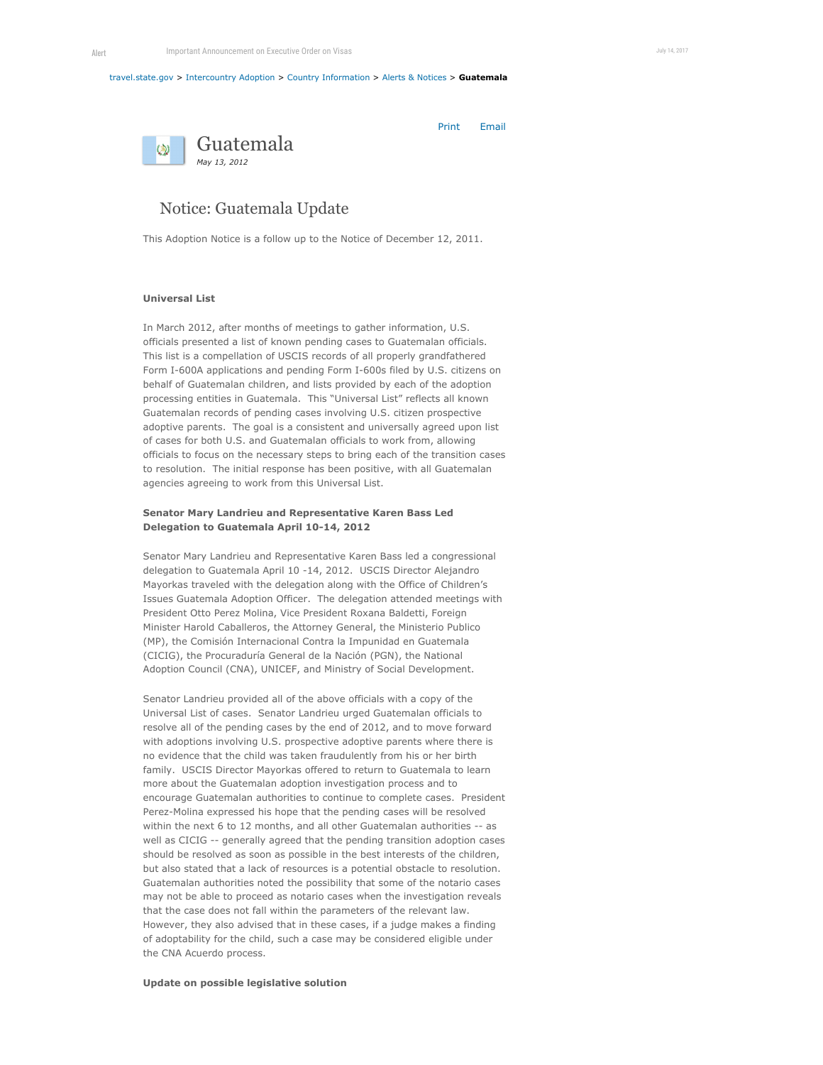Alert Important Announcement on Executive Order on Visas July 14, 2017

travel.state.gov > Intercountry Adoption > Country Information > Alerts & Notices > **Guatemala**

Print Email

# Guatemala

*May 13, 2012*

## Notice: Guatemala Update

This Adoption Notice is a follow up to the Notice of December 12, 2011.

**Universal List**

In March 2012, after months of meetings to gather information, U.S. officials presented a list of known pending cases to Guatemalan officials. This list is a compellation of USCIS records of all properly grandfathered Form I-600A applications and pending Form I-600s filed by U.S. citizens on behalf of Guatemalan children, and lists provided by each of the adoption processing entities in Guatemala. This "Universal List" reflects all known Guatemalan records of pending cases involving U.S. citizen prospective adoptive parents. The goal is a consistent and universally agreed upon list of cases for both U.S. and Guatemalan officials to work from, allowing officials to focus on the necessary steps to bring each of the transition cases to resolution. The initial response has been positive, with all Guatemalan agencies agreeing to work from this Universal List.

**Senator Mary Landrieu and Representative Karen Bass Led Delegation to Guatemala April 10-14, 2012**

Senator Mary Landrieu and Representative Karen Bass led a congressional delegation to Guatemala April 10 -14, 2012. USCIS Director Alejandro Mayorkas traveled with the delegation along with the Office of Children's Issues Guatemala Adoption Officer. The delegation attended meetings with President Otto Perez Molina, Vice President Roxana Baldetti, Foreign Minister Harold Caballeros, the Attorney General, the Ministerio Publico (MP), the Comisión Internacional Contra la Impunidad en Guatemala (CICIG), the Procuraduría General de la Nación (PGN), the National Adoption Council (CNA), UNICEF, and Ministry of Social Development.

Senator Landrieu provided all of the above officials with a copy of the Universal List of cases. Senator Landrieu urged Guatemalan officials to resolve all of the pending cases by the end of 2012, and to move forward with adoptions involving U.S. prospective adoptive parents where there is no evidence that the child was taken fraudulently from his or her birth family. USCIS Director Mayorkas offered to return to Guatemala to learn more about the Guatemalan adoption investigation process and to encourage Guatemalan authorities to continue to complete cases. President Perez-Molina expressed his hope that the pending cases will be resolved within the next 6 to 12 months, and all other Guatemalan authorities -- as well as CICIG -- generally agreed that the pending transition adoption cases should be resolved as soon as possible in the best interests of the children, but also stated that a lack of resources is a potential obstacle to resolution. Guatemalan authorities noted the possibility that some of the notario cases may not be able to proceed as notario cases when the investigation reveals that the case does not fall within the parameters of the relevant law. However, they also advised that in these cases, if a judge makes a finding of adoptability for the child, such a case may be considered eligible under the CNA Acuerdo process.

**Update on possible legislative solution**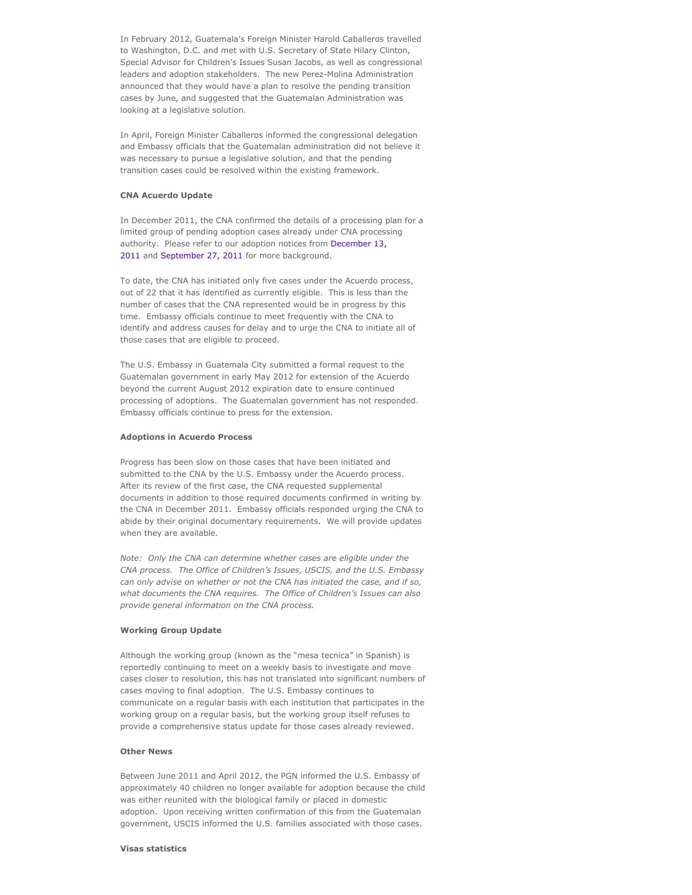In February 2012, Guatemala's Foreign Minister Harold Caballeros travelled to Washington, D.C. and met with U.S. Secretary of State Hilary Clinton, Special Advisor for Children's Issues Susan Jacobs, as well as congressional leaders and adoption stakeholders. The new Perez-Molina Administration announced that they would have a plan to resolve the pending transition cases by June, and suggested that the Guatemalan Administration was looking at a legislative solution.

In April, Foreign Minister Caballeros informed the congressional delegation and Embassy officials that the Guatemalan administration did not believe it was necessary to pursue a legislative solution, and that the pending transition cases could be resolved within the existing framework.

**CNA Acuerdo Update**

In December 2011, the CNA confirmed the details of a processing plan for a limited group of pending adoption cases already under CNA processing authority. Please refer to our adoption notices from December 13, 2011 and September 27, 2011 for more background.

To date, the CNA has initiated only five cases under the Acuerdo process, out of 22 that it has identified as currently eligible. This is less than the number of cases that the CNA represented would be in progress by this time. Embassy officials continue to meet frequently with the CNA to identify and address causes for delay and to urge the CNA to initiate all of those cases that are eligible to proceed.

The U.S. Embassy in Guatemala City submitted a formal request to the Guatemalan government in early May 2012 for extension of the Acuerdo beyond the current August 2012 expiration date to ensure continued processing of adoptions. The Guatemalan government has not responded. Embassy officials continue to press for the extension.

**Adoptions in Acuerdo Process**

Progress has been slow on those cases that have been initiated and submitted to the CNA by the U.S. Embassy under the Acuerdo process. After its review of the first case, the CNA requested supplemental documents in addition to those required documents confirmed in writing by the CNA in December 2011. Embassy officials responded urging the CNA to abide by their original documentary requirements. We will provide updates when they are available.

*Note: Only the CNA can determine whether cases are eligible under the CNA process. The Office of Children's Issues, USCIS, and the U.S. Embassy can only advise on whether or not the CNA has initiated the case, and if so, what documents the CNA requires. The Office of Children's Issues can also provide general information on the CNA process.*

**Working Group Update**

Although the working group (known as the "mesa tecnica" in Spanish) is reportedly continuing to meet on a weekly basis to investigate and move cases closer to resolution, this has not translated into significant numbers of cases moving to final adoption. The U.S. Embassy continues to communicate on a regular basis with each institution that participates in the working group on a regular basis, but the working group itself refuses to provide a comprehensive status update for those cases already reviewed.

**Other News**

Between June 2011 and April 2012, the PGN informed the U.S. Embassy of approximately 40 children no longer available for adoption because the child was either reunited with the biological family or placed in domestic adoption. Upon receiving written confirmation of this from the Guatemalan government, USCIS informed the U.S. families associated with those cases.

**Visas statistics**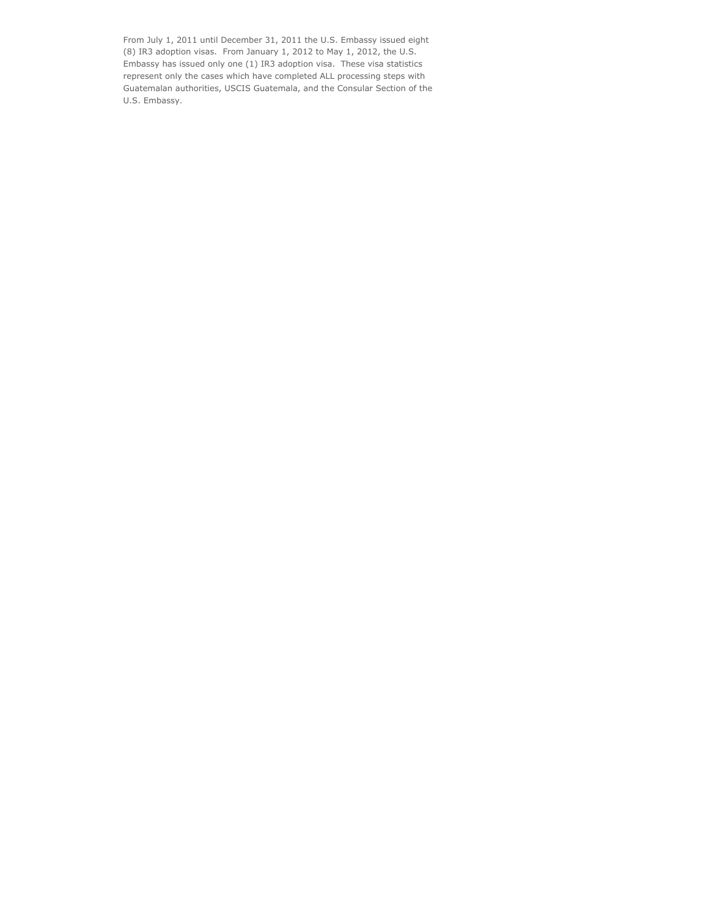From July 1, 2011 until December 31, 2011 the U.S. Embassy issued eight (8) IR3 adoption visas. From January 1, 2012 to May 1, 2012, the U.S. Embassy has issued only one (1) IR3 adoption visa. These visa statistics represent only the cases which have completed ALL processing steps with Guatemalan authorities, USCIS Guatemala, and the Consular Section of the U.S. Embassy.